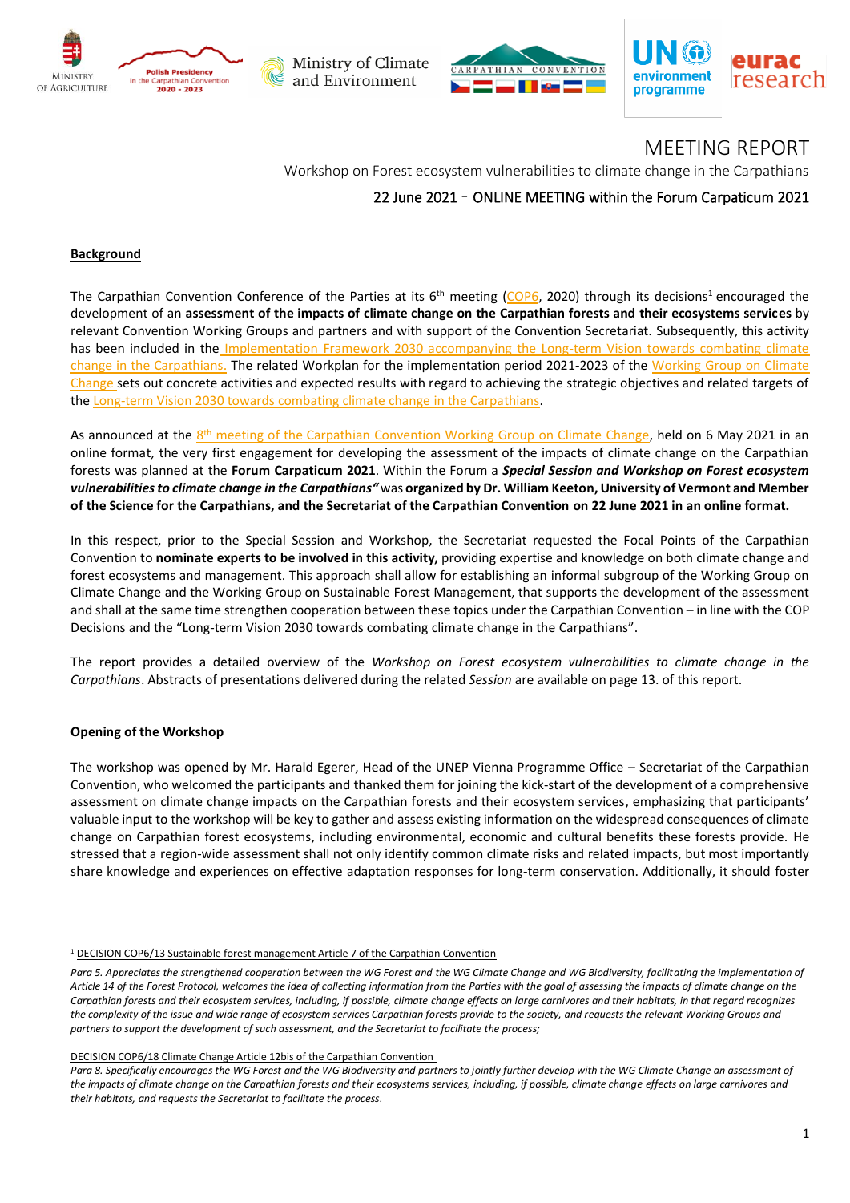# MEETING REPORT

Workshop on Forest ecosystem vulnerabilities to climate change in the Carpathians

22 June 2021 – ONLINE MEETING within the Forum Carpaticum 2021

## Background

The Carpathian Convention Conference of the Parties at its 6th meeting (COP6, 2020) through its decisions[1] encouraged the development of an **assessment of the impacts of climate change on the Carpathian forests and their ecosystems services** by relevant Convention Working Groups and partners and with support of the Convention Secretariat. Subsequently, this activity has been included in the Implementation Framework 2030 accompanying the Long-term Vision towards combating climate change in the Carpathians. The related Workplan for the implementation period 2021-2023 of the Working Group on Climate Change sets out concrete activities and expected results with regard to achieving the strategic objectives and related targets of the Long-term Vision 2030 towards combating climate change in the Carpathians.

As announced at the 8th meeting of the Carpathian Convention Working Group on Climate Change, held on 6 May 2021 in an online format, the very first engagement for developing the assessment of the impacts of climate change on the Carpathian forests was planned at the **Forum Carpaticum 2021**. Within the Forum a ***Special Session and Workshop on Forest ecosystem vulnerabilities to climate change in the Carpathians"*** was **organized by Dr. William Keeton, University of Vermont and Member of the Science for the Carpathians, and the Secretariat of the Carpathian Convention on 22 June 2021 in an online format.**

In this respect, prior to the Special Session and Workshop, the Secretariat requested the Focal Points of the Carpathian Convention to **nominate experts to be involved in this activity,** providing expertise and knowledge on both climate change and forest ecosystems and management. This approach shall allow for establishing an informal subgroup of the Working Group on Climate Change and the Working Group on Sustainable Forest Management, that supports the development of the assessment and shall at the same time strengthen cooperation between these topics under the Carpathian Convention – in line with the COP Decisions and the "Long-term Vision 2030 towards combating climate change in the Carpathians".

The report provides a detailed overview of the *Workshop on Forest ecosystem vulnerabilities to climate change in the Carpathians*. Abstracts of presentations delivered during the related *Session* are available on page 13. of this report.

## Opening of the Workshop

The workshop was opened by Mr. Harald Egerer, Head of the UNEP Vienna Programme Office – Secretariat of the Carpathian Convention, who welcomed the participants and thanked them for joining the kick-start of the development of a comprehensive assessment on climate change impacts on the Carpathian forests and their ecosystem services, emphasizing that participants' valuable input to the workshop will be key to gather and assess existing information on the widespread consequences of climate change on Carpathian forest ecosystems, including environmental, economic and cultural benefits these forests provide. He stressed that a region-wide assessment shall not only identify common climate risks and related impacts, but most importantly share knowledge and experiences on effective adaptation responses for long-term conservation. Additionally, it should foster

---

[1] DECISION COP6/13 Sustainable forest management Article 7 of the Carpathian Convention

*Para 5. Appreciates the strengthened cooperation between the WG Forest and the WG Climate Change and WG Biodiversity, facilitating the implementation of Article 14 of the Forest Protocol, welcomes the idea of collecting information from the Parties with the goal of assessing the impacts of climate change on the Carpathian forests and their ecosystem services, including, if possible, climate change effects on large carnivores and their habitats, in that regard recognizes the complexity of the issue and wide range of ecosystem services Carpathian forests provide to the society, and requests the relevant Working Groups and partners to support the development of such assessment, and the Secretariat to facilitate the process;*

DECISION COP6/18 Climate Change Article 12bis of the Carpathian Convention

*Para 8. Specifically encourages the WG Forest and the WG Biodiversity and partners to jointly further develop with the WG Climate Change an assessment of the impacts of climate change on the Carpathian forests and their ecosystems services, including, if possible, climate change effects on large carnivores and their habitats, and requests the Secretariat to facilitate the process.*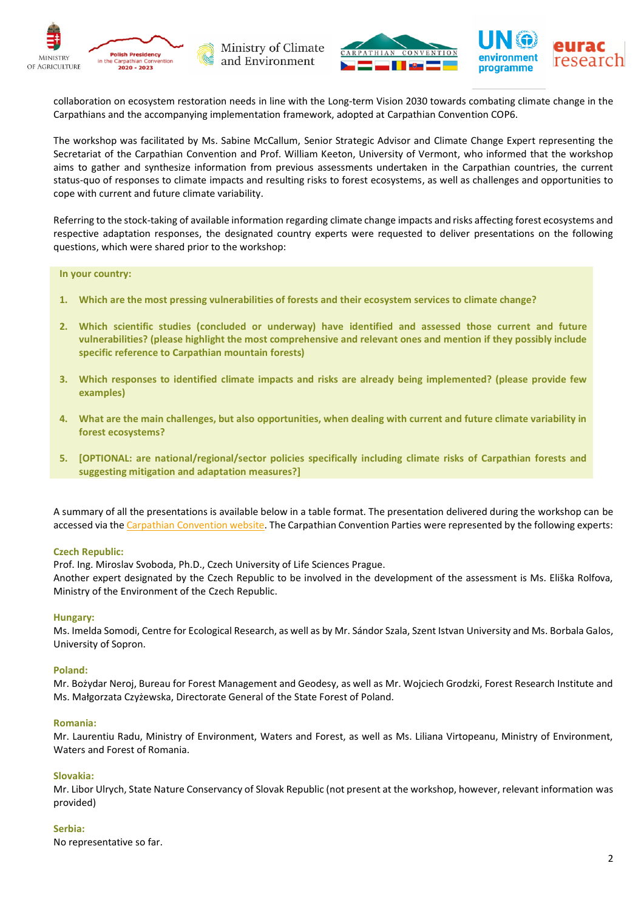collaboration on ecosystem restoration needs in line with the Long-term Vision 2030 towards combating climate change in the Carpathians and the accompanying implementation framework, adopted at Carpathian Convention COP6.

The workshop was facilitated by Ms. Sabine McCallum, Senior Strategic Advisor and Climate Change Expert representing the Secretariat of the Carpathian Convention and Prof. William Keeton, University of Vermont, who informed that the workshop aims to gather and synthesize information from previous assessments undertaken in the Carpathian countries, the current status-quo of responses to climate impacts and resulting risks to forest ecosystems, as well as challenges and opportunities to cope with current and future climate variability.

Referring to the stock-taking of available information regarding climate change impacts and risks affecting forest ecosystems and respective adaptation responses, the designated country experts were requested to deliver presentations on the following questions, which were shared prior to the workshop:

**In your country:**

1. **Which are the most pressing vulnerabilities of forests and their ecosystem services to climate change?**
2. **Which scientific studies (concluded or underway) have identified and assessed those current and future vulnerabilities? (please highlight the most comprehensive and relevant ones and mention if they possibly include specific reference to Carpathian mountain forests)**
3. **Which responses to identified climate impacts and risks are already being implemented? (please provide few examples)**
4. **What are the main challenges, but also opportunities, when dealing with current and future climate variability in forest ecosystems?**
5. **[OPTIONAL: are national/regional/sector policies specifically including climate risks of Carpathian forests and suggesting mitigation and adaptation measures?]**

A summary of all the presentations is available below in a table format. The presentation delivered during the workshop can be accessed via the Carpathian Convention website. The Carpathian Convention Parties were represented by the following experts:

**Czech Republic:**
Prof. Ing. Miroslav Svoboda, Ph.D., Czech University of Life Sciences Prague.
Another expert designated by the Czech Republic to be involved in the development of the assessment is Ms. Eliška Rolfova, Ministry of the Environment of the Czech Republic.

**Hungary:**
Ms. Imelda Somodi, Centre for Ecological Research, as well as by Mr. Sándor Szala, Szent Istvan University and Ms. Borbala Galos, University of Sopron.

**Poland:**
Mr. Bożydar Neroj, Bureau for Forest Management and Geodesy, as well as Mr. Wojciech Grodzki, Forest Research Institute and Ms. Małgorzata Czyżewska, Directorate General of the State Forest of Poland.

**Romania:**
Mr. Laurentiu Radu, Ministry of Environment, Waters and Forest, as well as Ms. Liliana Virtopeanu, Ministry of Environment, Waters and Forest of Romania.

**Slovakia:**
Mr. Libor Ulrych, State Nature Conservancy of Slovak Republic (not present at the workshop, however, relevant information was provided)

**Serbia:**
No representative so far.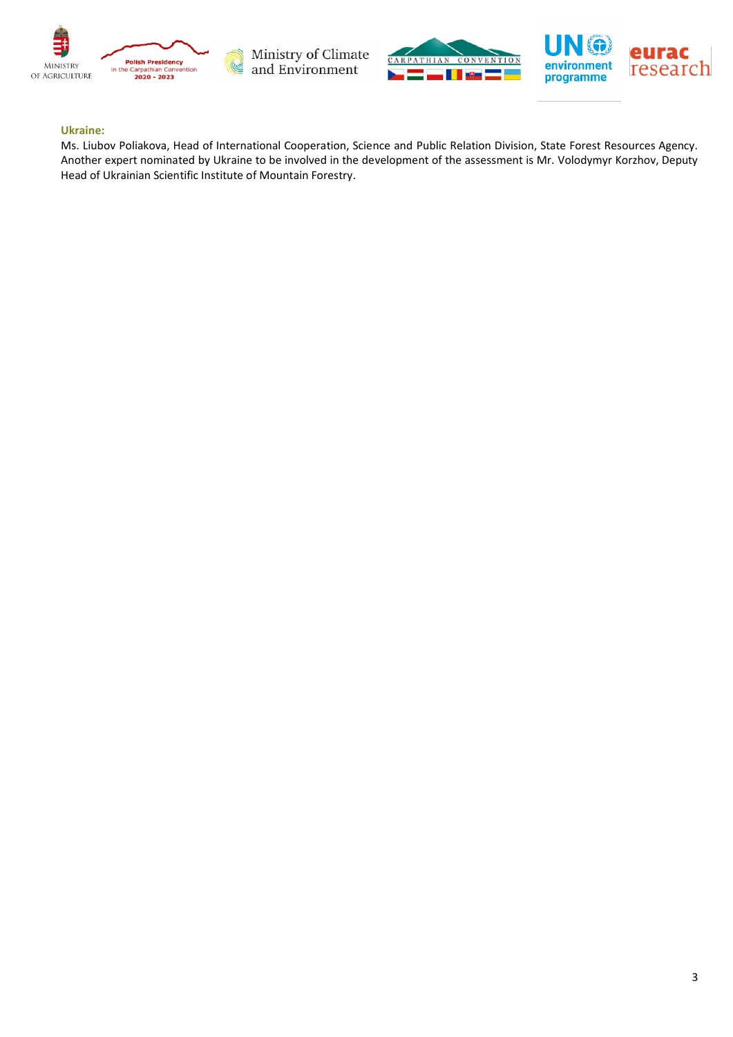**Ukraine:**

Ms. Liubov Poliakova, Head of International Cooperation, Science and Public Relation Division, State Forest Resources Agency. Another expert nominated by Ukraine to be involved in the development of the assessment is Mr. Volodymyr Korzhov, Deputy Head of Ukrainian Scientific Institute of Mountain Forestry.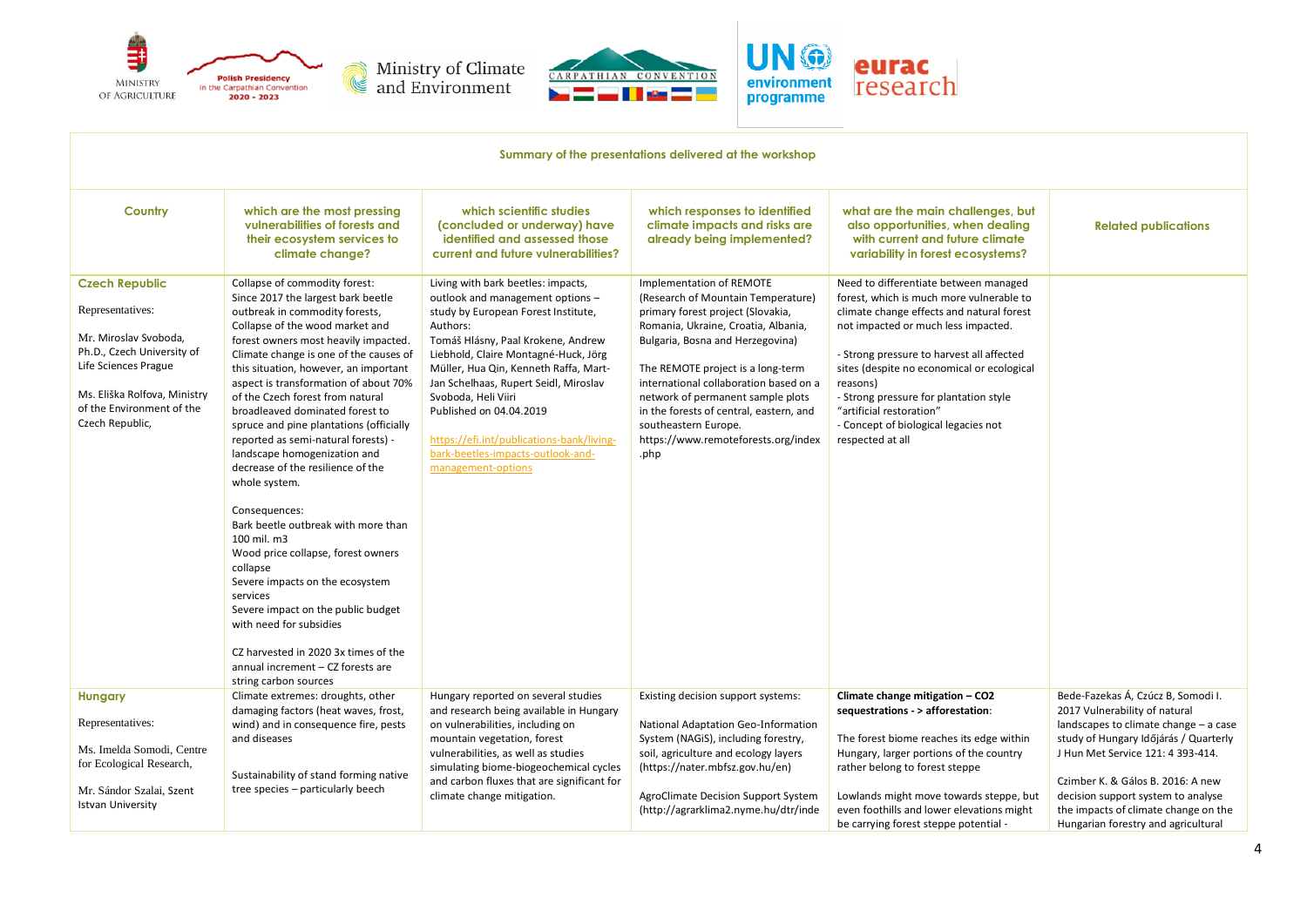Summary of the presentations delivered at the workshop

| Country | which are the most pressing vulnerabilities of forests and their ecosystem services to climate change? | which scientific studies (concluded or underway) have identified and assessed those current and future vulnerabilities? | which responses to identified climate impacts and risks are already being implemented? | what are the main challenges, but also opportunities, when dealing with current and future climate variability in forest ecosystems? | Related publications |
|---|---|---|---|---|---|
| **Czech Republic**<br><br>Representatives:<br><br>Mr. Miroslav Svoboda, Ph.D., Czech University of Life Sciences Prague<br><br>Ms. Eliška Rolfova, Ministry of the Environment of the Czech Republic, | Collapse of commodity forest:<br>Since 2017 the largest bark beetle outbreak in commodity forests, Collapse of the wood market and forest owners most heavily impacted. Climate change is one of the causes of this situation, however, an important aspect is transformation of about 70% of the Czech forest from natural broadleaved dominated forest to spruce and pine plantations (officially reported as semi-natural forests) - landscape homogenization and decrease of the resilience of the whole system.<br><br>Consequences:<br>Bark beetle outbreak with more than 100 mil. m3<br>Wood price collapse, forest owners collapse<br>Severe impacts on the ecosystem services<br>Severe impact on the public budget with need for subsidies<br><br>CZ harvested in 2020 3x times of the annual increment – CZ forests are string carbon sources | Living with bark beetles: impacts, outlook and management options – study by European Forest Institute, Authors:<br>Tomáš Hlásny, Paal Krokene, Andrew Liebhold, Claire Montagné-Huck, Jörg Müller, Hua Qin, Kenneth Raffa, Mart-Jan Schelhaas, Rupert Seidl, Miroslav Svoboda, Heli Viiri<br>Published on 04.04.2019<br><br>https://efi.int/publications-bank/living-bark-beetles-impacts-outlook-and-management-options | Implementation of REMOTE (Research of Mountain Temperature) primary forest project (Slovakia, Romania, Ukraine, Croatia, Albania, Bulgaria, Bosna and Herzegovina)<br><br>The REMOTE project is a long-term international collaboration based on a network of permanent sample plots in the forests of central, eastern, and southeastern Europe.<br>https://www.remoteforests.org/index.php | Need to differentiate between managed forest, which is much more vulnerable to climate change effects and natural forest not impacted or much less impacted.<br><br>- Strong pressure to harvest all affected sites (despite no economical or ecological reasons)<br>- Strong pressure for plantation style "artificial restoration"<br>- Concept of biological legacies not respected at all | |
| **Hungary**<br><br>Representatives:<br><br>Ms. Imelda Somodi, Centre for Ecological Research,<br><br>Mr. Sándor Szalai, Szent Istvan University | Climate extremes: droughts, other damaging factors (heat waves, frost, wind) and in consequence fire, pests and diseases<br><br>Sustainability of stand forming native tree species – particularly beech | Hungary reported on several studies and research being available in Hungary on vulnerabilities, including on mountain vegetation, forest vulnerabilities, as well as studies simulating biome-biogeochemical cycles and carbon fluxes that are significant for climate change mitigation. | Existing decision support systems:<br><br>National Adaptation Geo-Information System (NAGiS), including forestry, soil, agriculture and ecology layers (https://nater.mbfsz.gov.hu/en)<br><br>AgroClimate Decision Support System (http://agrarklima2.nyme.hu/dtr/inde | **Climate change mitigation – $CO_2$ sequestrations - > afforestation**:<br><br>The forest biome reaches its edge within Hungary, larger portions of the country rather belong to forest steppe<br><br>Lowlands might move towards steppe, but even foothills and lower elevations might be carrying forest steppe potential - | Bede-Fazekas Á, Czúcz B, Somodi I. 2017 Vulnerability of natural landscapes to climate change – a case study of Hungary Időjárás / Quarterly J Hun Met Service 121: 4 393-414.<br><br>Czimber K. & Gálos B. 2016: A new decision support system to analyse the impacts of climate change on the Hungarian forestry and agricultural |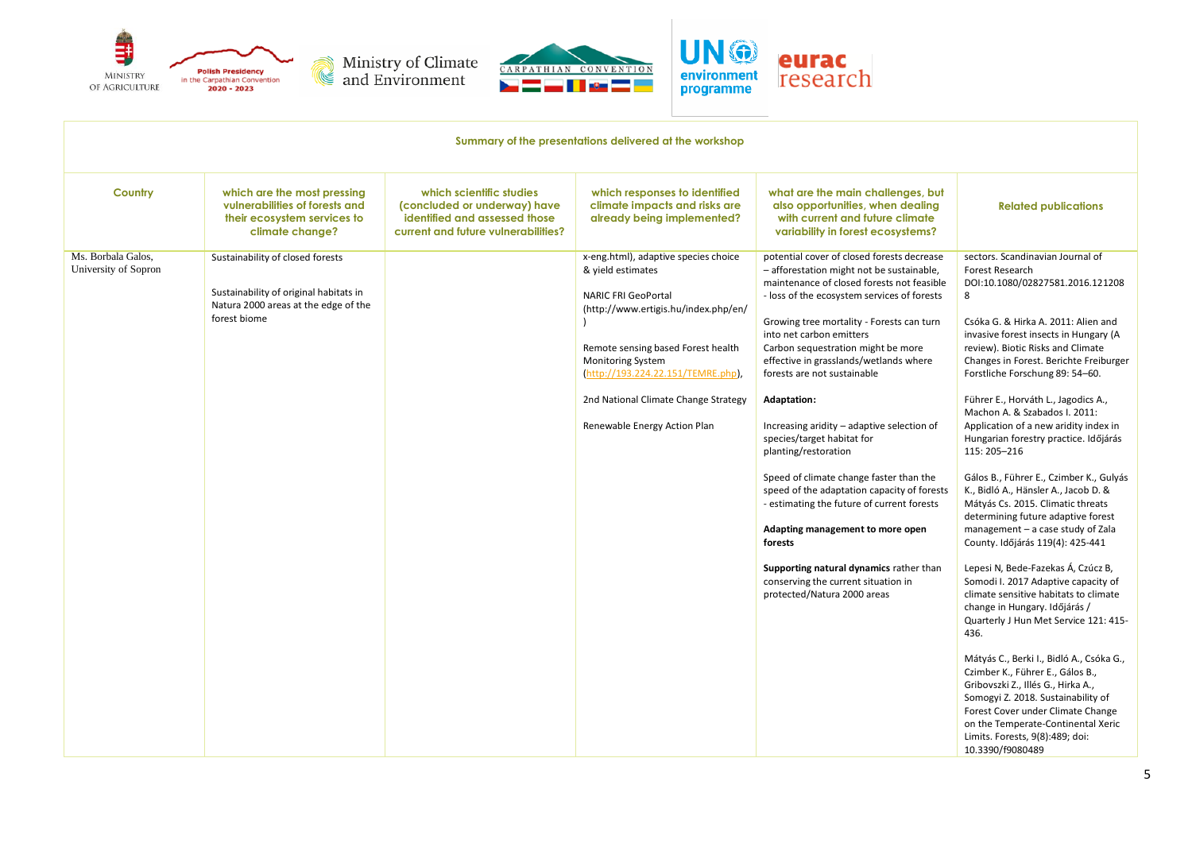Summary of the presentations delivered at the workshop

| Country | which are the most pressing vulnerabilities of forests and their ecosystem services to climate change? | which scientific studies (concluded or underway) have identified and assessed those current and future vulnerabilities? | which responses to identified climate impacts and risks are already being implemented? | what are the main challenges, but also opportunities, when dealing with current and future climate variability in forest ecosystems? | Related publications |
|---|---|---|---|---|---|
| Ms. Borbala Galos, University of Sopron | Sustainability of closed forests<br><br>Sustainability of original habitats in Natura 2000 areas at the edge of the forest biome | | x-eng.html), adaptive species choice & yield estimates<br><br>NARIC FRI GeoPortal (http://www.ertigis.hu/index.php/en/)<br><br>Remote sensing based Forest health Monitoring System (http://193.224.22.151/TEMRE.php),<br><br>2nd National Climate Change Strategy<br><br>Renewable Energy Action Plan | potential cover of closed forests decrease – afforestation might not be sustainable, maintenance of closed forests not feasible - loss of the ecosystem services of forests<br><br>Growing tree mortality - Forests can turn into net carbon emitters<br>Carbon sequestration might be more effective in grasslands/wetlands where forests are not sustainable<br><br>**Adaptation:**<br><br>Increasing aridity – adaptive selection of species/target habitat for planting/restoration<br><br>Speed of climate change faster than the speed of the adaptation capacity of forests - estimating the future of current forests<br><br>**Adapting management to more open forests**<br><br>**Supporting natural dynamics** rather than conserving the current situation in protected/Natura 2000 areas | sectors. Scandinavian Journal of Forest Research DOI:10.1080/02827581.2016.1212088<br><br>Csóka G. & Hirka A. 2011: Alien and invasive forest insects in Hungary (A review). Biotic Risks and Climate Changes in Forest. Berichte Freiburger Forstliche Forschung 89: 54–60.<br><br>Führer E., Horváth L., Jagodics A., Machon A. & Szabados I. 2011: Application of a new aridity index in Hungarian forestry practice. Időjárás 115: 205–216<br><br>Gálos B., Führer E., Czimber K., Gulyás K., Bidló A., Hänsler A., Jacob D. & Mátyás Cs. 2015. Climatic threats determining future adaptive forest management – a case study of Zala County. Időjárás 119(4): 425-441<br><br>Lepesi N, Bede-Fazekas Á, Czúcz B, Somodi I. 2017 Adaptive capacity of climate sensitive habitats to climate change in Hungary. Időjárás / Quarterly J Hun Met Service 121: 415-436.<br><br>Mátyás C., Berki I., Bidló A., Csóka G., Czimber K., Führer E., Gálos B., Gribovszki Z., Illés G., Hirka A., Somogyi Z. 2018. Sustainability of Forest Cover under Climate Change on the Temperate-Continental Xeric Limits. Forests, 9(8):489; doi: 10.3390/f9080489 |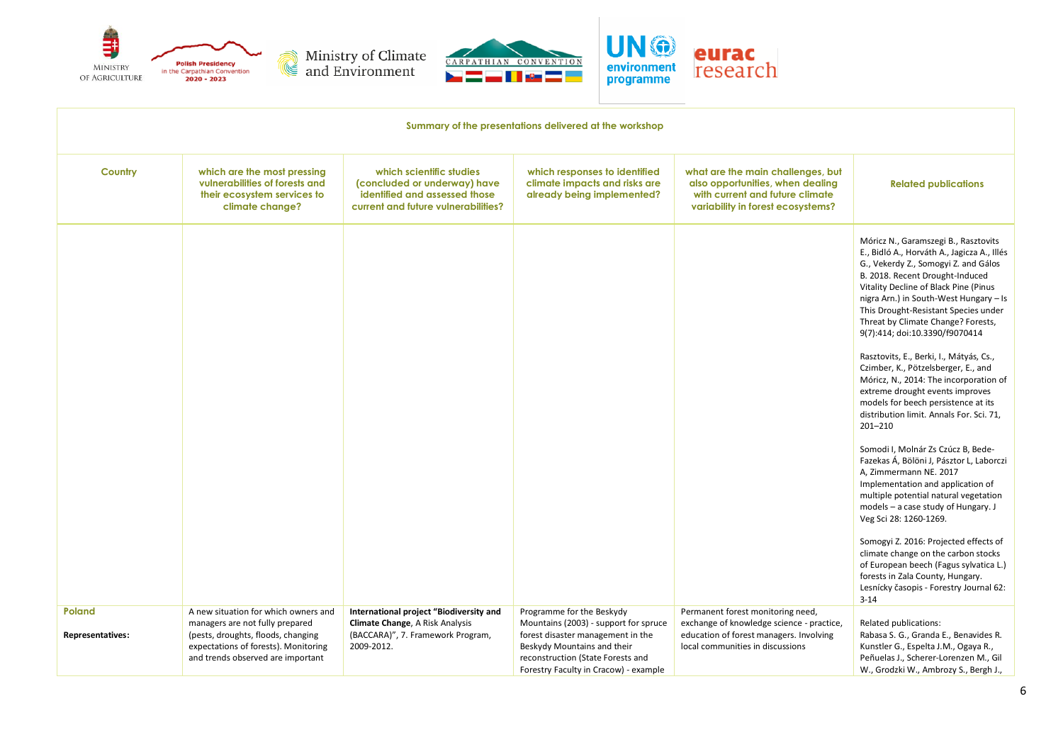| Summary of the presentations delivered at the workshop | | | | | |
|---|---|---|---|---|---|
| **Country** | **which are the most pressing vulnerabilities of forests and their ecosystem services to climate change?** | **which scientific studies (concluded or underway) have identified and assessed those current and future vulnerabilities?** | **which responses to identified climate impacts and risks are already being implemented?** | **what are the main challenges, but also opportunities, when dealing with current and future climate variability in forest ecosystems?** | **Related publications** |
| | | | | | Móricz N., Garamszegi B., Rasztovits E., Bidló A., Horváth A., Jagicza A., Illés G., Vekerdy Z., Somogyi Z. and Gálos B. 2018. Recent Drought-Induced Vitality Decline of Black Pine (Pinus nigra Arn.) in South-West Hungary – Is This Drought-Resistant Species under Threat by Climate Change? Forests, 9(7):414; doi:10.3390/f9070414<br><br>Rasztovits, E., Berki, I., Mátyás, Cs., Czimber, K., Pötzelsberger, E., and Móricz, N., 2014: The incorporation of extreme drought events improves models for beech persistence at its distribution limit. Annals For. Sci. 71, 201–210<br><br>Somodi I, Molnár Zs Czúcz B, Bede-Fazekas Á, Bölöni J, Pásztor L, Laborczi A, Zimmermann NE. 2017 Implementation and application of multiple potential natural vegetation models – a case study of Hungary. J Veg Sci 28: 1260-1269.<br><br>Somogyi Z. 2016: Projected effects of climate change on the carbon stocks of European beech (Fagus sylvatica L.) forests in Zala County, Hungary. Lesnícky časopis - Forestry Journal 62: 3-14 |
| **Poland**<br><br>**Representatives:** | A new situation for which owners and managers are not fully prepared (pests, droughts, floods, changing expectations of forests). Monitoring and trends observed are important | **International project "Biodiversity and Climate Change**, A Risk Analysis (BACCARA)", 7. Framework Program, 2009-2012. | Programme for the Beskydy Mountains (2003) - support for spruce forest disaster management in the Beskydy Mountains and their reconstruction (State Forests and Forestry Faculty in Cracow) - example | Permanent forest monitoring need, exchange of knowledge science - practice, education of forest managers. Involving local communities in discussions | Related publications:<br>Rabasa S. G., Granda E., Benavides R. Kunstler G., Espelta J.M., Ogaya R., Peñuelas J., Scherer-Lorenzen M., Gil W., Grodzki W., Ambrozy S., Bergh J., |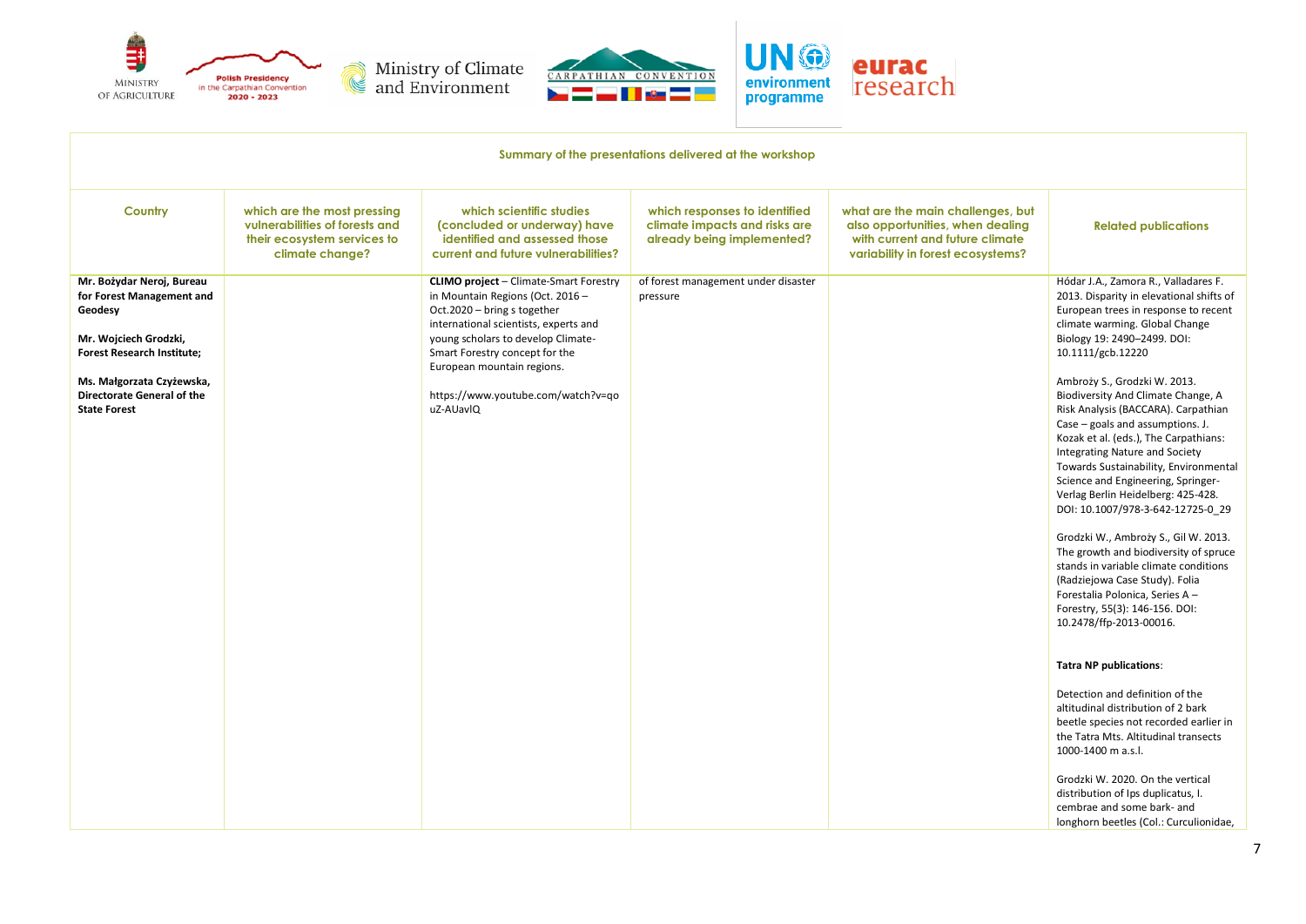| Summary of the presentations delivered at the workshop | | | | | |
|---|---|---|---|---|---|
| **Country** | **which are the most pressing vulnerabilities of forests and their ecosystem services to climate change?** | **which scientific studies (concluded or underway) have identified and assessed those current and future vulnerabilities?** | **which responses to identified climate impacts and risks are already being implemented?** | **what are the main challenges, but also opportunities, when dealing with current and future climate variability in forest ecosystems?** | **Related publications** |
| **Mr. Bożydar Neroj, Bureau for Forest Management and Geodesy**<br><br>**Mr. Wojciech Grodzki, Forest Research Institute;**<br><br>**Ms. Małgorzata Czyżewska, Directorate General of the State Forest** | | **CLIMO project** – Climate-Smart Forestry in Mountain Regions (Oct. 2016 – Oct.2020 – bring s together international scientists, experts and young scholars to develop Climate-Smart Forestry concept for the European mountain regions.<br><br>https://www.youtube.com/watch?v=qouZ-AUavlQ | of forest management under disaster pressure | | Hódar J.A., Zamora R., Valladares F. 2013. Disparity in elevational shifts of European trees in response to recent climate warming. Global Change Biology 19: 2490–2499. DOI: 10.1111/gcb.12220<br><br>Ambroży S., Grodzki W. 2013. Biodiversity And Climate Change, A Risk Analysis (BACCARA). Carpathian Case – goals and assumptions. J. Kozak et al. (eds.), The Carpathians: Integrating Nature and Society Towards Sustainability, Environmental Science and Engineering, Springer-Verlag Berlin Heidelberg: 425-428. DOI: 10.1007/978-3-642-12725-0_29<br><br>Grodzki W., Ambroży S., Gil W. 2013. The growth and biodiversity of spruce stands in variable climate conditions (Radziejowa Case Study). Folia Forestalia Polonica, Series A – Forestry, 55(3): 146-156. DOI: 10.2478/ffp-2013-00016.<br><br>**Tatra NP publications**:<br><br>Detection and definition of the altitudinal distribution of 2 bark beetle species not recorded earlier in the Tatra Mts. Altitudinal transects 1000-1400 m a.s.l.<br><br>Grodzki W. 2020. On the vertical distribution of Ips duplicatus, I. cembrae and some bark- and longhorn beetles (Col.: Curculionidae, |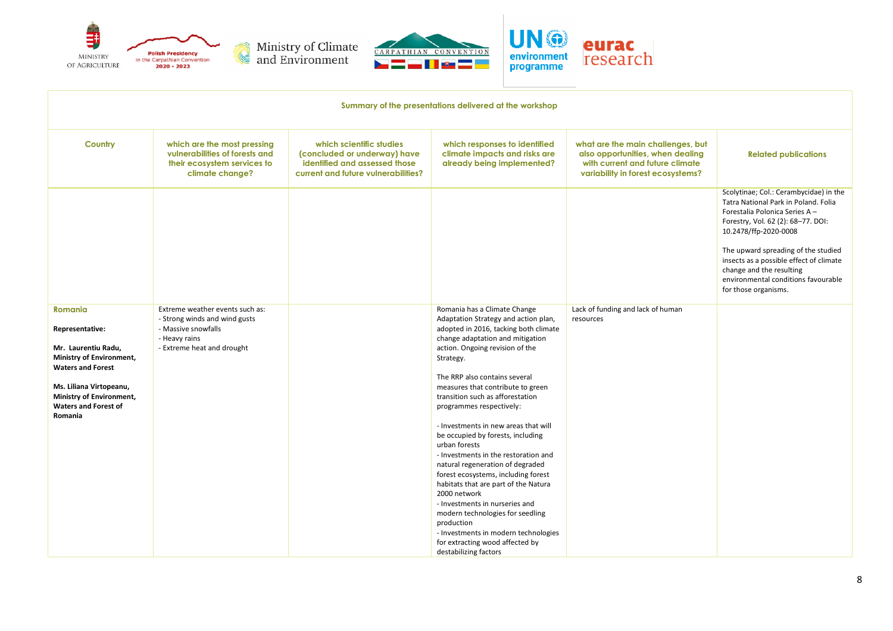| Summary of the presentations delivered at the workshop | | | | | |
|---|---|---|---|---|---|
| **Country** | **which are the most pressing vulnerabilities of forests and their ecosystem services to climate change?** | **which scientific studies (concluded or underway) have identified and assessed those current and future vulnerabilities?** | **which responses to identified climate impacts and risks are already being implemented?** | **what are the main challenges, but also opportunities, when dealing with current and future climate variability in forest ecosystems?** | **Related publications** |
| | | | | | Scolytinae; Col.: Cerambycidae) in the Tatra National Park in Poland. Folia Forestalia Polonica Series A – Forestry, Vol. 62 (2): 68–77. DOI: 10.2478/ffp-2020-0008<br><br>The upward spreading of the studied insects as a possible effect of climate change and the resulting environmental conditions favourable for those organisms. |
| **Romania**<br><br>**Representative:**<br><br>**Mr. Laurentiu Radu, Ministry of Environment, Waters and Forest**<br><br>**Ms. Liliana Virtopeanu, Ministry of Environment, Waters and Forest of Romania** | Extreme weather events such as:<br>- Strong winds and wind gusts<br>- Massive snowfalls<br>- Heavy rains<br>- Extreme heat and drought | | Romania has a Climate Change Adaptation Strategy and action plan, adopted in 2016, tacking both climate change adaptation and mitigation action. Ongoing revision of the Strategy.<br><br>The RRP also contains several measures that contribute to green transition such as afforestation programmes respectively:<br><br>- Investments in new areas that will be occupied by forests, including urban forests<br>- Investments in the restoration and natural regeneration of degraded forest ecosystems, including forest habitats that are part of the Natura 2000 network<br>- Investments in nurseries and modern technologies for seedling production<br>- Investments in modern technologies for extracting wood affected by destabilizing factors | Lack of funding and lack of human resources | |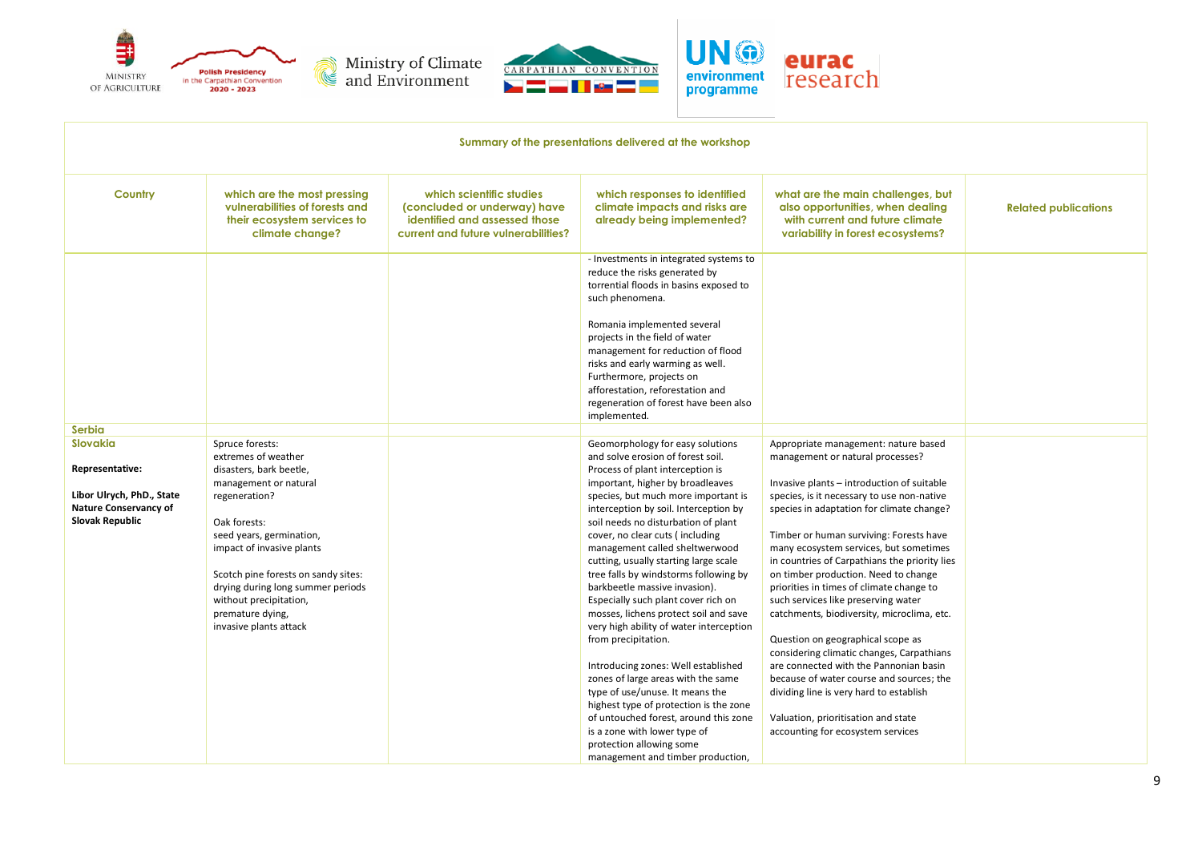| Summary of the presentations delivered at the workshop | | | | | |
|---|---|---|---|---|---|
| **Country** | **which are the most pressing vulnerabilities of forests and their ecosystem services to climate change?** | **which scientific studies (concluded or underway) have identified and assessed those current and future vulnerabilities?** | **which responses to identified climate impacts and risks are already being implemented?** | **what are the main challenges, but also opportunities, when dealing with current and future climate variability in forest ecosystems?** | **Related publications** |
| | | | - Investments in integrated systems to reduce the risks generated by torrential floods in basins exposed to such phenomena.<br><br>Romania implemented several projects in the field of water management for reduction of flood risks and early warming as well. Furthermore, projects on afforestation, reforestation and regeneration of forest have been also implemented. | | |
| **Serbia** | | | | | |
| **Slovakia**<br><br>**Representative:**<br><br>**Libor Ulrych, PhD., State Nature Conservancy of Slovak Republic** | Spruce forests:<br>extremes of weather disasters, bark beetle, management or natural regeneration?<br><br>Oak forests:<br>seed years, germination, impact of invasive plants<br><br>Scotch pine forests on sandy sites:<br>drying during long summer periods without precipitation, premature dying, invasive plants attack | | Geomorphology for easy solutions and solve erosion of forest soil. Process of plant interception is important, higher by broadleaves species, but much more important is interception by soil. Interception by soil needs no disturbance of plant cover, no clear cuts ( including management called sheltwerwood cutting, usually starting large scale tree falls by windstorms following by barkbeetle massive invasion). Especially such plant cover rich on mosses, lichens protect soil and save very high ability of water interception from precipitation.<br><br>Introducing zones: Well established zones of large areas with the same type of use/unuse. It means the highest type of protection is the zone of untouched forest, around this zone is a zone with lower type of protection allowing some management and timber production, | Appropriate management: nature based management or natural processes?<br><br>Invasive plants – introduction of suitable species, is it necessary to use non-native species in adaptation for climate change?<br><br>Timber or human surviving: Forests have many ecosystem services, but sometimes in countries of Carpathians the priority lies on timber production. Need to change priorities in times of climate change to such services like preserving water catchments, biodiversity, microclima, etc.<br><br>Question on geographical scope as considering climatic changes, Carpathians are connected with the Pannonian basin because of water course and sources; the dividing line is very hard to establish<br><br>Valuation, prioritisation and state accounting for ecosystem services | |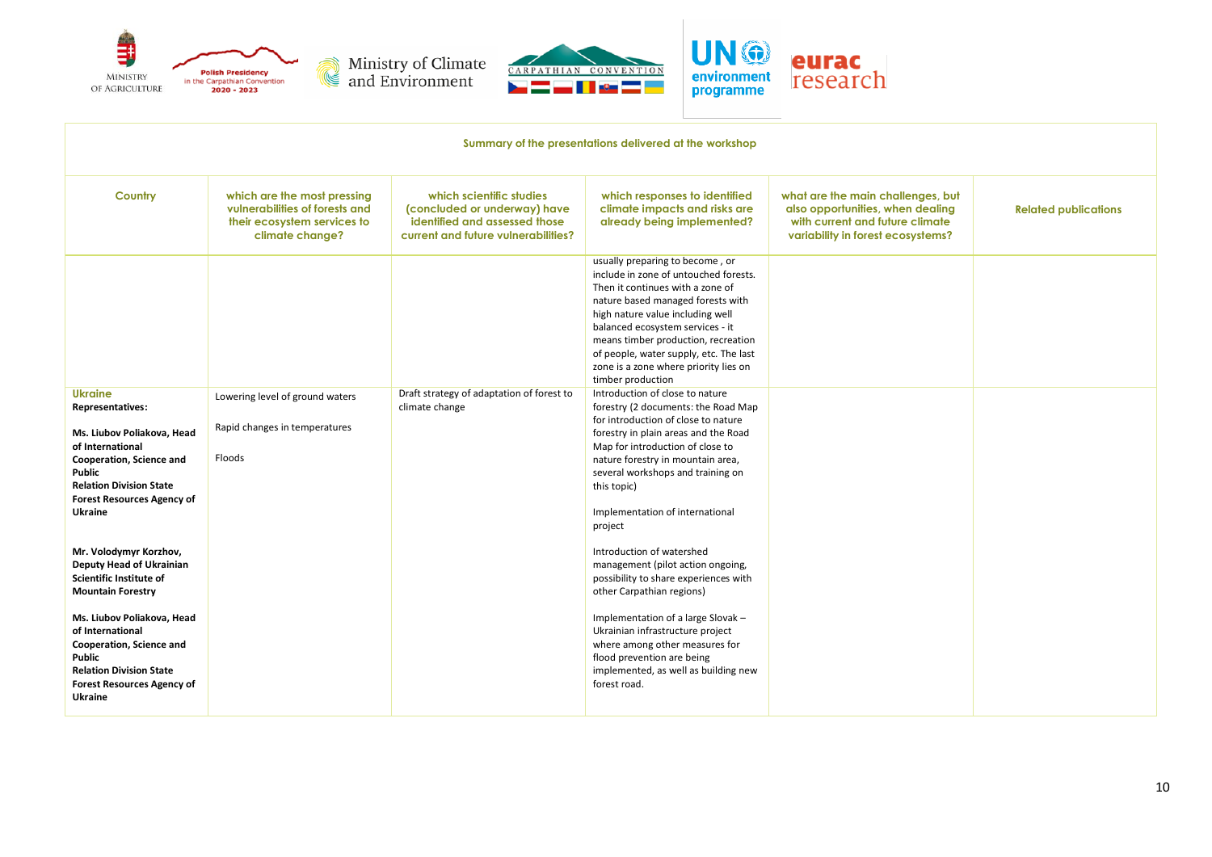| Summary of the presentations delivered at the workshop | | | | | |
|---|---|---|---|---|---|
| Country | which are the most pressing vulnerabilities of forests and their ecosystem services to climate change? | which scientific studies (concluded or underway) have identified and assessed those current and future vulnerabilities? | which responses to identified climate impacts and risks are already being implemented? | what are the main challenges, but also opportunities, when dealing with current and future climate variability in forest ecosystems? | Related publications |
| | | | usually preparing to become , or include in zone of untouched forests. Then it continues with a zone of nature based managed forests with high nature value including well balanced ecosystem services - it means timber production, recreation of people, water supply, etc. The last zone is a zone where priority lies on timber production | | |
| **Ukraine**<br>**Representatives:**<br><br>**Ms. Liubov Poliakova, Head of International Cooperation, Science and Public Relation Division State Forest Resources Agency of Ukraine**<br><br>**Mr. Volodymyr Korzhov, Deputy Head of Ukrainian Scientific Institute of Mountain Forestry**<br><br>**Ms. Liubov Poliakova, Head of International Cooperation, Science and Public Relation Division State Forest Resources Agency of Ukraine** | Lowering level of ground waters<br><br>Rapid changes in temperatures<br><br>Floods | Draft strategy of adaptation of forest to climate change | Introduction of close to nature forestry (2 documents: the Road Map for introduction of close to nature forestry in plain areas and the Road Map for introduction of close to nature forestry in mountain area, several workshops and training on this topic)<br><br>Implementation of international project<br><br>Introduction of watershed management (pilot action ongoing, possibility to share experiences with other Carpathian regions)<br><br>Implementation of a large Slovak – Ukrainian infrastructure project where among other measures for flood prevention are being implemented, as well as building new forest road. | | |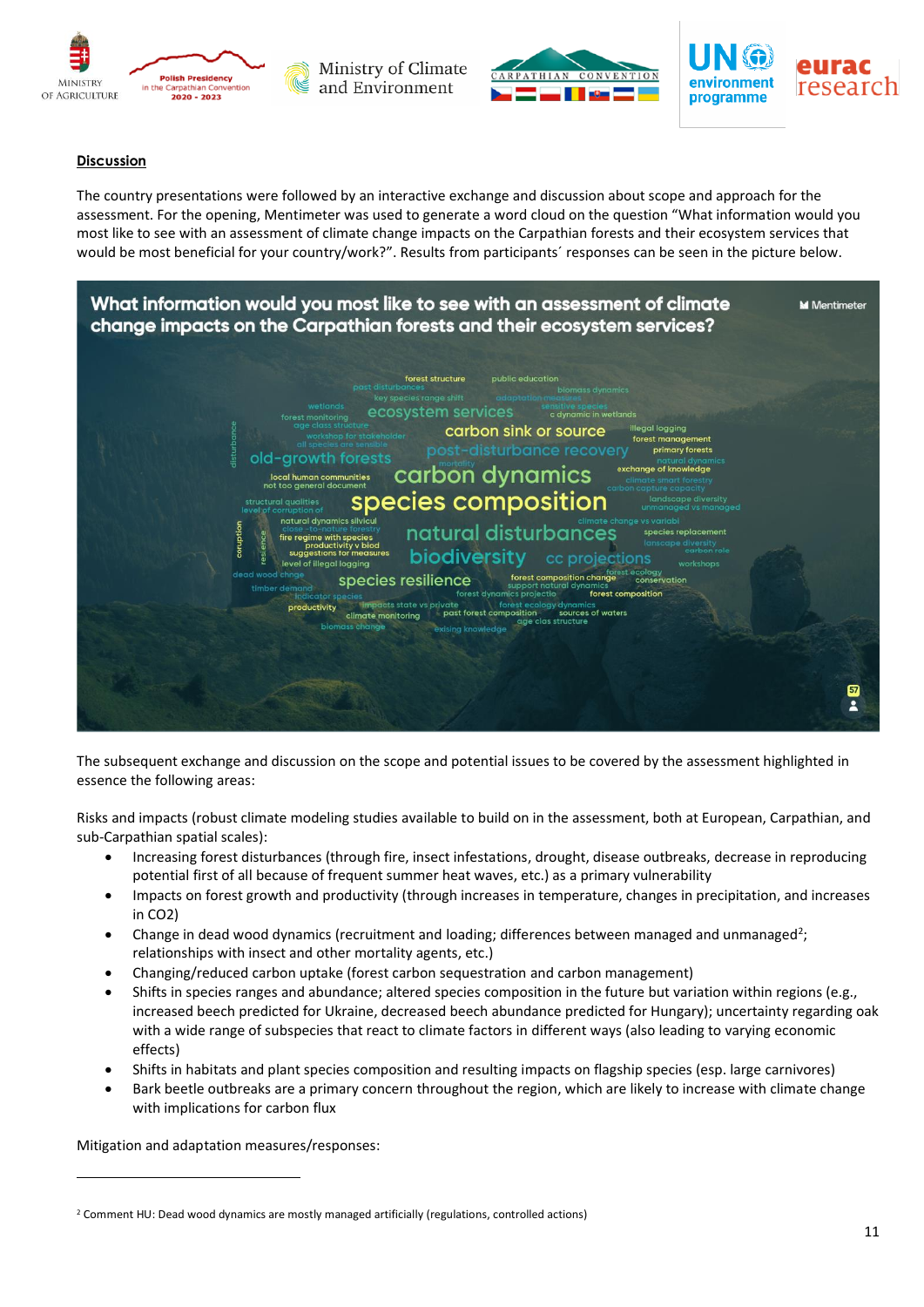**Discussion**

The country presentations were followed by an interactive exchange and discussion about scope and approach for the assessment. For the opening, Mentimeter was used to generate a word cloud on the question "What information would you most like to see with an assessment of climate change impacts on the Carpathian forests and their ecosystem services that would be most beneficial for your country/work?". Results from participants´ responses can be seen in the picture below.

What information would you most like to see with an assessment of climate change impacts on the Carpathian forests and their ecosystem services?

Mentimeter

forest structure
public education
past disturbances
biomass dynamics
key species range shift
adaptation measures
wetlands
ecosystem services
sensitive species
c dynamic in wetlands
forest monitoring
age class structure
carbon sink or source
illegal logging
disturbance
workshop for stakeholder
forest management
all species are sensible
post-disturbance recovery
primary forests
old-growth forests
mortality
natural dynamics
local human communities
carbon dynamics
exchange of knowledge
not too general document
climate smart forestry
carbon capture capacity
structural qualities
species composition
landscape diversity
level of corruption of
unmanaged vs managed
natural dynamics silvicul
climate change vs variabi
corruption
close -to-nature forestry
natural disturbances
species replacement
fire regime with species
resilience
productivity v biod
lanscape diversity
suggestions for measures
carbon role
biodiversity
cc projections
level of illegal logging
workshops
dead wood chnge
forest ecology
species resilience
forest composition change
conservation
timber demand
support natural dynamics
indicator species
forest dynamics projectio
forest composition
productivity
impacts state vs private
forest ecology dynamics
climate monitoring
past forest composition
sources of waters
biomass change
age clas structure
exising knowledge

57

The subsequent exchange and discussion on the scope and potential issues to be covered by the assessment highlighted in essence the following areas:

Risks and impacts (robust climate modeling studies available to build on in the assessment, both at European, Carpathian, and sub-Carpathian spatial scales):

- Increasing forest disturbances (through fire, insect infestations, drought, disease outbreaks, decrease in reproducing potential first of all because of frequent summer heat waves, etc.) as a primary vulnerability
- Impacts on forest growth and productivity (through increases in temperature, changes in precipitation, and increases in $CO_2$)
- Change in dead wood dynamics (recruitment and loading; differences between managed and unmanaged[2]; relationships with insect and other mortality agents, etc.)
- Changing/reduced carbon uptake (forest carbon sequestration and carbon management)
- Shifts in species ranges and abundance; altered species composition in the future but variation within regions (e.g., increased beech predicted for Ukraine, decreased beech abundance predicted for Hungary); uncertainty regarding oak with a wide range of subspecies that react to climate factors in different ways (also leading to varying economic effects)
- Shifts in habitats and plant species composition and resulting impacts on flagship species (esp. large carnivores)
- Bark beetle outbreaks are a primary concern throughout the region, which are likely to increase with climate change with implications for carbon flux

Mitigation and adaptation measures/responses:

---

[2] Comment HU: Dead wood dynamics are mostly managed artificially (regulations, controlled actions)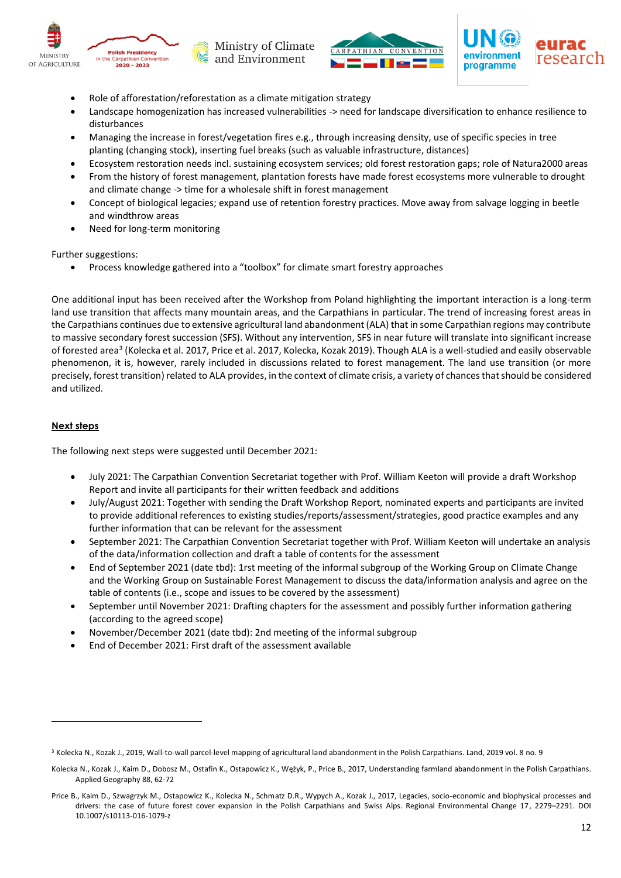- Role of afforestation/reforestation as a climate mitigation strategy
- Landscape homogenization has increased vulnerabilities -> need for landscape diversification to enhance resilience to disturbances
- Managing the increase in forest/vegetation fires e.g., through increasing density, use of specific species in tree planting (changing stock), inserting fuel breaks (such as valuable infrastructure, distances)
- Ecosystem restoration needs incl. sustaining ecosystem services; old forest restoration gaps; role of Natura2000 areas
- From the history of forest management, plantation forests have made forest ecosystems more vulnerable to drought and climate change -> time for a wholesale shift in forest management
- Concept of biological legacies; expand use of retention forestry practices. Move away from salvage logging in beetle and windthrow areas
- Need for long-term monitoring

Further suggestions:

- Process knowledge gathered into a "toolbox" for climate smart forestry approaches

One additional input has been received after the Workshop from Poland highlighting the important interaction is a long-term land use transition that affects many mountain areas, and the Carpathians in particular. The trend of increasing forest areas in the Carpathians continues due to extensive agricultural land abandonment (ALA) that in some Carpathian regions may contribute to massive secondary forest succession (SFS). Without any intervention, SFS in near future will translate into significant increase of forested area[3] (Kolecka et al. 2017, Price et al. 2017, Kolecka, Kozak 2019). Though ALA is a well-studied and easily observable phenomenon, it is, however, rarely included in discussions related to forest management. The land use transition (or more precisely, forest transition) related to ALA provides, in the context of climate crisis, a variety of chances that should be considered and utilized.

## Next steps

The following next steps were suggested until December 2021:

- July 2021: The Carpathian Convention Secretariat together with Prof. William Keeton will provide a draft Workshop Report and invite all participants for their written feedback and additions
- July/August 2021: Together with sending the Draft Workshop Report, nominated experts and participants are invited to provide additional references to existing studies/reports/assessment/strategies, good practice examples and any further information that can be relevant for the assessment
- September 2021: The Carpathian Convention Secretariat together with Prof. William Keeton will undertake an analysis of the data/information collection and draft a table of contents for the assessment
- End of September 2021 (date tbd): 1rst meeting of the informal subgroup of the Working Group on Climate Change and the Working Group on Sustainable Forest Management to discuss the data/information analysis and agree on the table of contents (i.e., scope and issues to be covered by the assessment)
- September until November 2021: Drafting chapters for the assessment and possibly further information gathering (according to the agreed scope)
- November/December 2021 (date tbd): 2nd meeting of the informal subgroup
- End of December 2021: First draft of the assessment available

[3] Kolecka N., Kozak J., 2019, Wall-to-wall parcel-level mapping of agricultural land abandonment in the Polish Carpathians. Land, 2019 vol. 8 no. 9

Kolecka N., Kozak J., Kaim D., Dobosz M., Ostafin K., Ostapowicz K., Wężyk, P., Price B., 2017, Understanding farmland abandonment in the Polish Carpathians. Applied Geography 88, 62-72

Price B., Kaim D., Szwagrzyk M., Ostapowicz K., Kolecka N., Schmatz D.R., Wypych A., Kozak J., 2017, Legacies, socio-economic and biophysical processes and drivers: the case of future forest cover expansion in the Polish Carpathians and Swiss Alps. Regional Environmental Change 17, 2279–2291. DOI 10.1007/s10113-016-1079-z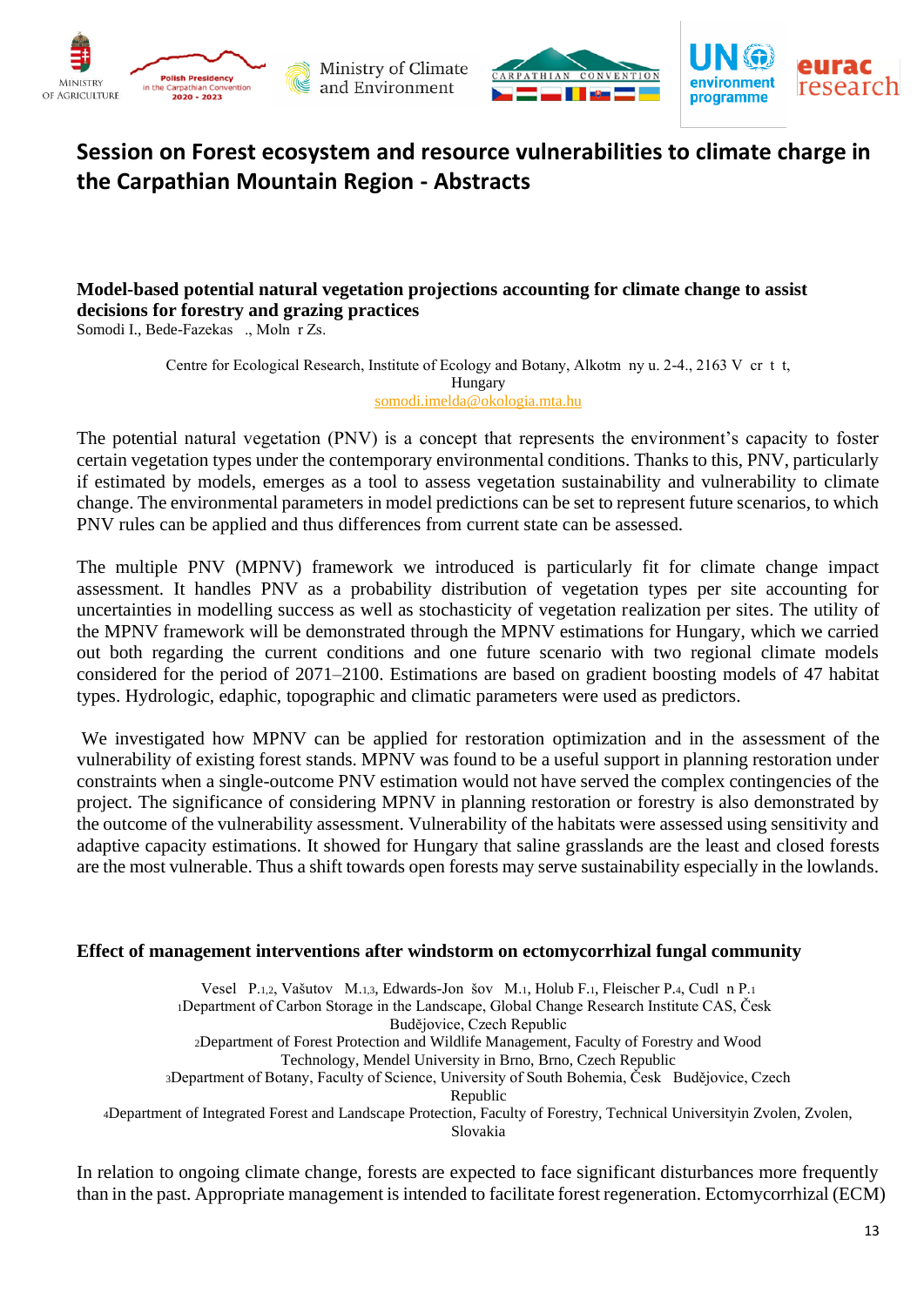# Session on Forest ecosystem and resource vulnerabilities to climate charge in the Carpathian Mountain Region - Abstracts

## Model-based potential natural vegetation projections accounting for climate change to assist decisions for forestry and grazing practices

Somodi I., Bede-Fazekas ., Moln r Zs.

Centre for Ecological Research, Institute of Ecology and Botany, Alkotm ny u. 2-4., 2163 V cr t t, Hungary
somodi.imelda@okologia.mta.hu

The potential natural vegetation (PNV) is a concept that represents the environment's capacity to foster certain vegetation types under the contemporary environmental conditions. Thanks to this, PNV, particularly if estimated by models, emerges as a tool to assess vegetation sustainability and vulnerability to climate change. The environmental parameters in model predictions can be set to represent future scenarios, to which PNV rules can be applied and thus differences from current state can be assessed.

The multiple PNV (MPNV) framework we introduced is particularly fit for climate change impact assessment. It handles PNV as a probability distribution of vegetation types per site accounting for uncertainties in modelling success as well as stochasticity of vegetation realization per sites. The utility of the MPNV framework will be demonstrated through the MPNV estimations for Hungary, which we carried out both regarding the current conditions and one future scenario with two regional climate models considered for the period of 2071–2100. Estimations are based on gradient boosting models of 47 habitat types. Hydrologic, edaphic, topographic and climatic parameters were used as predictors.

We investigated how MPNV can be applied for restoration optimization and in the assessment of the vulnerability of existing forest stands. MPNV was found to be a useful support in planning restoration under constraints when a single-outcome PNV estimation would not have served the complex contingencies of the project. The significance of considering MPNV in planning restoration or forestry is also demonstrated by the outcome of the vulnerability assessment. Vulnerability of the habitats were assessed using sensitivity and adaptive capacity estimations. It showed for Hungary that saline grasslands are the least and closed forests are the most vulnerable. Thus a shift towards open forests may serve sustainability especially in the lowlands.

## Effect of management interventions after windstorm on ectomycorrhizal fungal community

Vesel P.[1,2], Vašutov M.[1,3], Edwards-Jon šov M.[1], Holub F.[1], Fleischer P.[4], Cudl n P.[1]

[1]Department of Carbon Storage in the Landscape, Global Change Research Institute CAS, Česk Budějovice, Czech Republic

[2]Department of Forest Protection and Wildlife Management, Faculty of Forestry and Wood Technology, Mendel University in Brno, Brno, Czech Republic

[3]Department of Botany, Faculty of Science, University of South Bohemia, Česk Budějovice, Czech Republic

[4]Department of Integrated Forest and Landscape Protection, Faculty of Forestry, Technical Universityin Zvolen, Zvolen, Slovakia

In relation to ongoing climate change, forests are expected to face significant disturbances more frequently than in the past. Appropriate management is intended to facilitate forest regeneration. Ectomycorrhizal (ECM)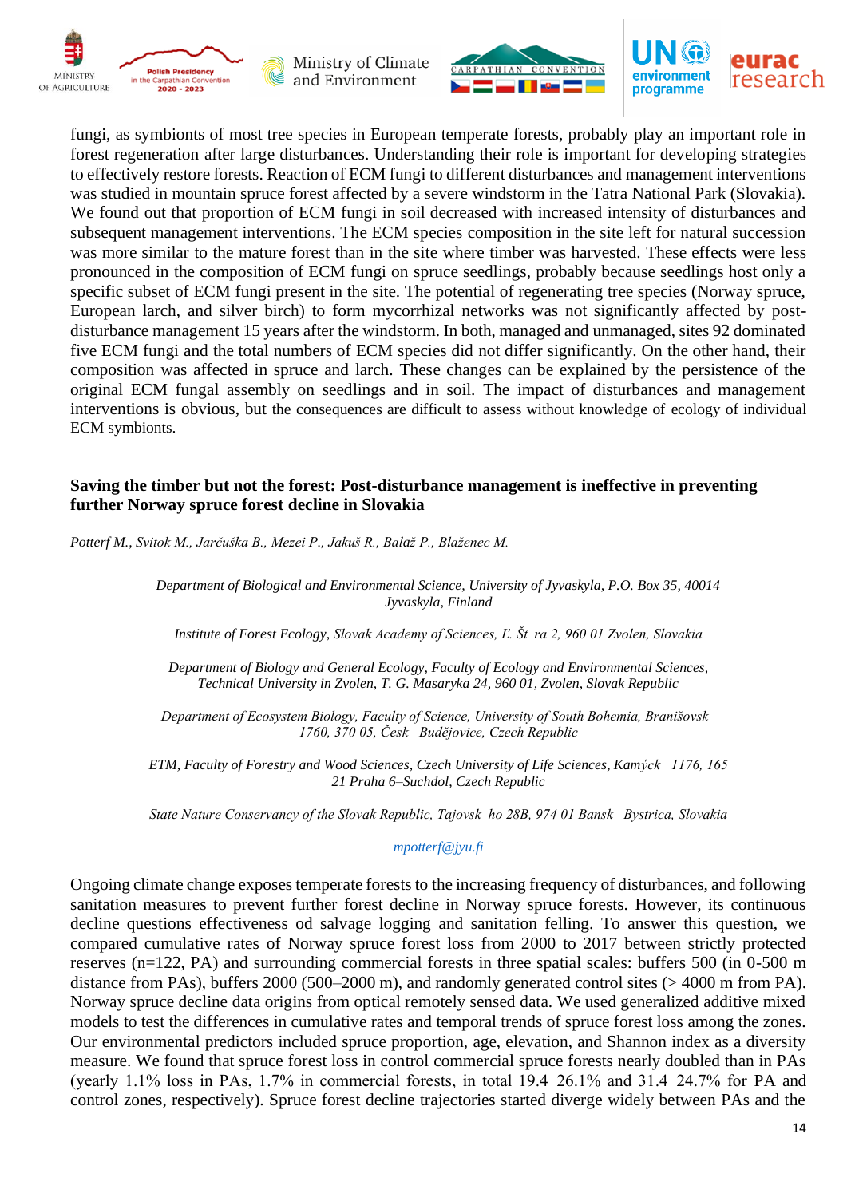fungi, as symbionts of most tree species in European temperate forests, probably play an important role in forest regeneration after large disturbances. Understanding their role is important for developing strategies to effectively restore forests. Reaction of ECM fungi to different disturbances and management interventions was studied in mountain spruce forest affected by a severe windstorm in the Tatra National Park (Slovakia). We found out that proportion of ECM fungi in soil decreased with increased intensity of disturbances and subsequent management interventions. The ECM species composition in the site left for natural succession was more similar to the mature forest than in the site where timber was harvested. These effects were less pronounced in the composition of ECM fungi on spruce seedlings, probably because seedlings host only a specific subset of ECM fungi present in the site. The potential of regenerating tree species (Norway spruce, European larch, and silver birch) to form mycorrhizal networks was not significantly affected by post-disturbance management 15 years after the windstorm. In both, managed and unmanaged, sites 92 dominated five ECM fungi and the total numbers of ECM species did not differ significantly. On the other hand, their composition was affected in spruce and larch. These changes can be explained by the persistence of the original ECM fungal assembly on seedlings and in soil. The impact of disturbances and management interventions is obvious, but the consequences are difficult to assess without knowledge of ecology of individual ECM symbionts.

## Saving the timber but not the forest: Post-disturbance management is ineffective in preventing further Norway spruce forest decline in Slovakia

*Potterf M., Svitok M., Jarčuška B., Mezei P., Jakuš R., Balaž P., Blaženec M.*

*Department of Biological and Environmental Science, University of Jyvaskyla, P.O. Box 35, 40014 Jyvaskyla, Finland*

*Institute of Forest Ecology, Slovak Academy of Sciences, Ľ. Št ra 2, 960 01 Zvolen, Slovakia*

*Department of Biology and General Ecology, Faculty of Ecology and Environmental Sciences, Technical University in Zvolen, T. G. Masaryka 24, 960 01, Zvolen, Slovak Republic*

*Department of Ecosystem Biology, Faculty of Science, University of South Bohemia, Branišovsk 1760, 370 05, Česk Budějovice, Czech Republic*

*ETM, Faculty of Forestry and Wood Sciences, Czech University of Life Sciences, Kamýck 1176, 165 21 Praha 6–Suchdol, Czech Republic*

*State Nature Conservancy of the Slovak Republic, Tajovsk ho 28B, 974 01 Bansk Bystrica, Slovakia*

*mpotterf@jyu.fi*

Ongoing climate change exposes temperate forests to the increasing frequency of disturbances, and following sanitation measures to prevent further forest decline in Norway spruce forests. However, its continuous decline questions effectiveness od salvage logging and sanitation felling. To answer this question, we compared cumulative rates of Norway spruce forest loss from 2000 to 2017 between strictly protected reserves (n=122, PA) and surrounding commercial forests in three spatial scales: buffers 500 (in 0-500 m distance from PAs), buffers 2000 (500–2000 m), and randomly generated control sites (> 4000 m from PA). Norway spruce decline data origins from optical remotely sensed data. We used generalized additive mixed models to test the differences in cumulative rates and temporal trends of spruce forest loss among the zones. Our environmental predictors included spruce proportion, age, elevation, and Shannon index as a diversity measure. We found that spruce forest loss in control commercial spruce forests nearly doubled than in PAs (yearly 1.1% loss in PAs, 1.7% in commercial forests, in total 19.4 26.1% and 31.4 24.7% for PA and control zones, respectively). Spruce forest decline trajectories started diverge widely between PAs and the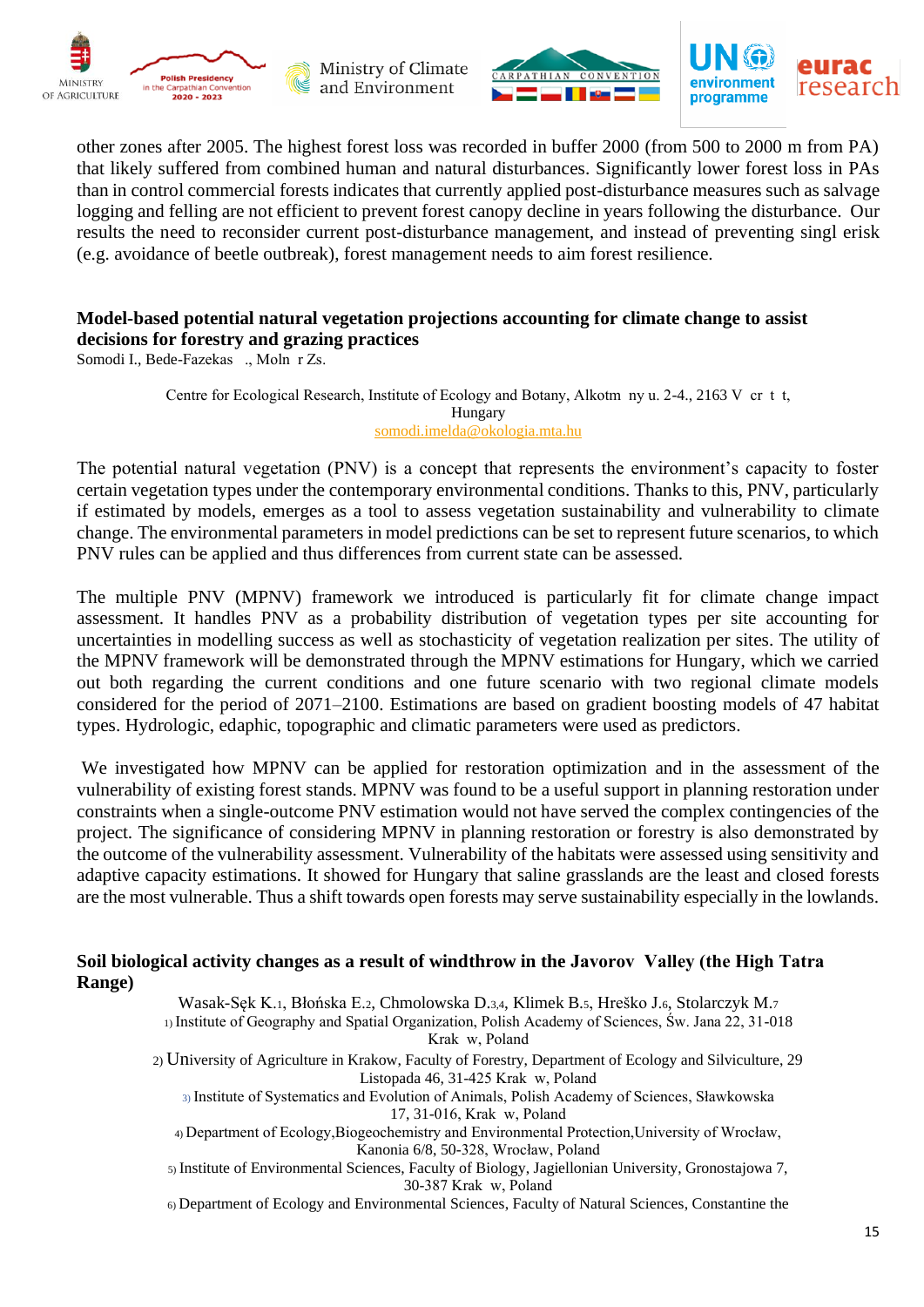other zones after 2005. The highest forest loss was recorded in buffer 2000 (from 500 to 2000 m from PA) that likely suffered from combined human and natural disturbances. Significantly lower forest loss in PAs than in control commercial forests indicates that currently applied post-disturbance measures such as salvage logging and felling are not efficient to prevent forest canopy decline in years following the disturbance. Our results the need to reconsider current post-disturbance management, and instead of preventing singl erisk (e.g. avoidance of beetle outbreak), forest management needs to aim forest resilience.

**Model-based potential natural vegetation projections accounting for climate change to assist decisions for forestry and grazing practices**

Somodi I., Bede-Fazekas ., Moln r Zs.

Centre for Ecological Research, Institute of Ecology and Botany, Alkotm ny u. 2-4., 2163 V cr t t, Hungary
somodi.imelda@okologia.mta.hu

The potential natural vegetation (PNV) is a concept that represents the environment's capacity to foster certain vegetation types under the contemporary environmental conditions. Thanks to this, PNV, particularly if estimated by models, emerges as a tool to assess vegetation sustainability and vulnerability to climate change. The environmental parameters in model predictions can be set to represent future scenarios, to which PNV rules can be applied and thus differences from current state can be assessed.

The multiple PNV (MPNV) framework we introduced is particularly fit for climate change impact assessment. It handles PNV as a probability distribution of vegetation types per site accounting for uncertainties in modelling success as well as stochasticity of vegetation realization per sites. The utility of the MPNV framework will be demonstrated through the MPNV estimations for Hungary, which we carried out both regarding the current conditions and one future scenario with two regional climate models considered for the period of 2071–2100. Estimations are based on gradient boosting models of 47 habitat types. Hydrologic, edaphic, topographic and climatic parameters were used as predictors.

We investigated how MPNV can be applied for restoration optimization and in the assessment of the vulnerability of existing forest stands. MPNV was found to be a useful support in planning restoration under constraints when a single-outcome PNV estimation would not have served the complex contingencies of the project. The significance of considering MPNV in planning restoration or forestry is also demonstrated by the outcome of the vulnerability assessment. Vulnerability of the habitats were assessed using sensitivity and adaptive capacity estimations. It showed for Hungary that saline grasslands are the least and closed forests are the most vulnerable. Thus a shift towards open forests may serve sustainability especially in the lowlands.

**Soil biological activity changes as a result of windthrow in the Javorov Valley (the High Tatra Range)**

Wasak-Sęk K.[1], Błońska E.[2], Chmolowska D.[3,4], Klimek B.[5], Hreško J.[6], Stolarczyk M.[7]

[1]) Institute of Geography and Spatial Organization, Polish Academy of Sciences, Św. Jana 22, 31-018 Krak w, Poland

[2]) University of Agriculture in Krakow, Faculty of Forestry, Department of Ecology and Silviculture, 29 Listopada 46, 31-425 Krak w, Poland

[3]) Institute of Systematics and Evolution of Animals, Polish Academy of Sciences, Sławkowska 17, 31-016, Krak w, Poland

[4]) Department of Ecology,Biogeochemistry and Environmental Protection,University of Wrocław, Kanonia 6/8, 50-328, Wrocław, Poland

[5]) Institute of Environmental Sciences, Faculty of Biology, Jagiellonian University, Gronostajowa 7, 30-387 Krak w, Poland

[6]) Department of Ecology and Environmental Sciences, Faculty of Natural Sciences, Constantine the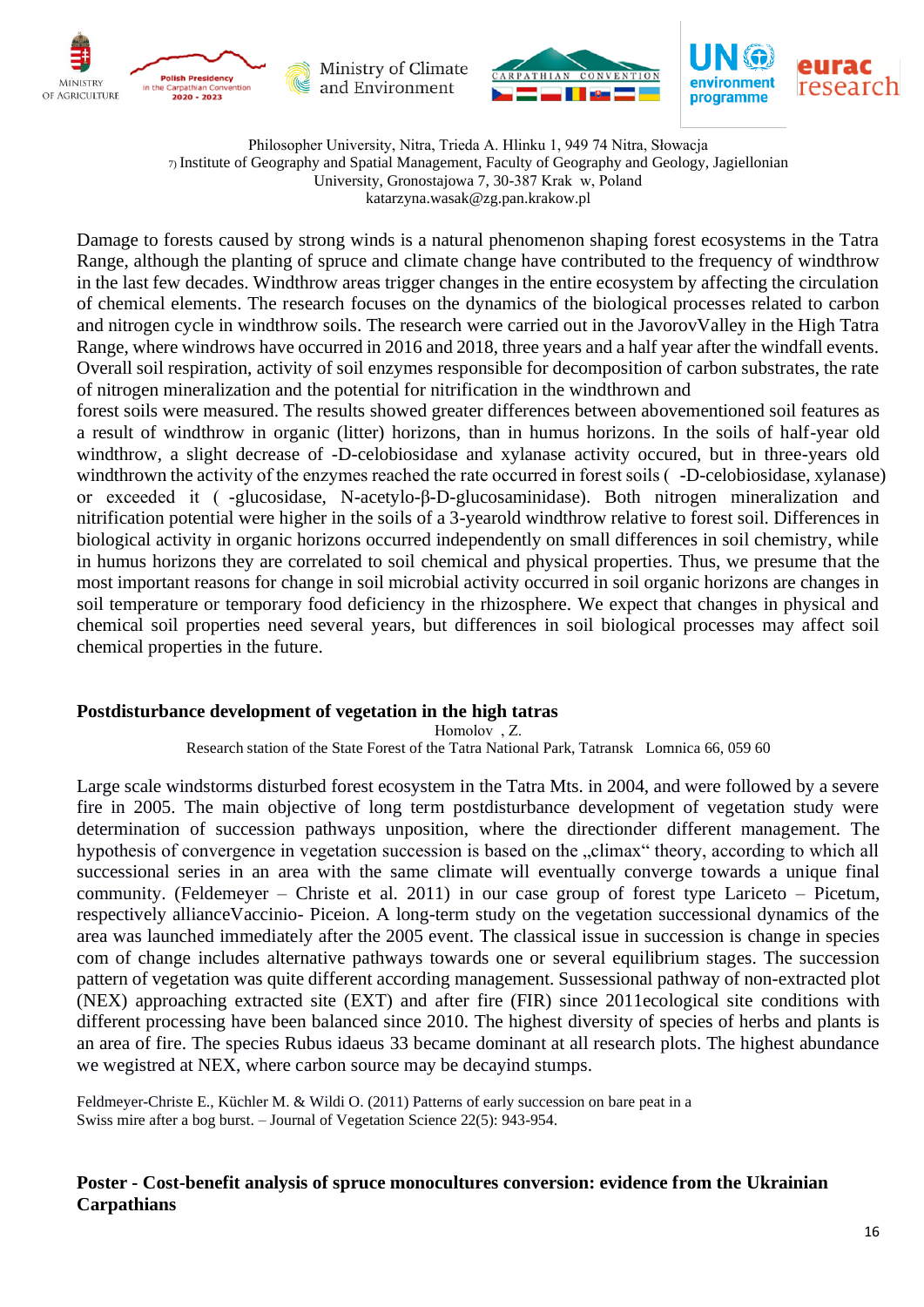Philosopher University, Nitra, Trieda A. Hlinku 1, 949 74 Nitra, Słowacja
[7] Institute of Geography and Spatial Management, Faculty of Geography and Geology, Jagiellonian University, Gronostajowa 7, 30-387 Krak w, Poland
katarzyna.wasak@zg.pan.krakow.pl

Damage to forests caused by strong winds is a natural phenomenon shaping forest ecosystems in the Tatra Range, although the planting of spruce and climate change have contributed to the frequency of windthrow in the last few decades. Windthrow areas trigger changes in the entire ecosystem by affecting the circulation of chemical elements. The research focuses on the dynamics of the biological processes related to carbon and nitrogen cycle in windthrow soils. The research were carried out in the JavorovValley in the High Tatra Range, where windrows have occurred in 2016 and 2018, three years and a half year after the windfall events. Overall soil respiration, activity of soil enzymes responsible for decomposition of carbon substrates, the rate of nitrogen mineralization and the potential for nitrification in the windthrown and
forest soils were measured. The results showed greater differences between abovementioned soil features as a result of windthrow in organic (litter) horizons, than in humus horizons. In the soils of half-year old windthrow, a slight decrease of -D-celobiosidase and xylanase activity occured, but in three-years old windthrown the activity of the enzymes reached the rate occurred in forest soils ( -D-celobiosidase, xylanase) or exceeded it ( -glucosidase, N-acetylo-β-D-glucosaminidase). Both nitrogen mineralization and nitrification potential were higher in the soils of a 3-yearold windthrow relative to forest soil. Differences in biological activity in organic horizons occurred independently on small differences in soil chemistry, while in humus horizons they are correlated to soil chemical and physical properties. Thus, we presume that the most important reasons for change in soil microbial activity occurred in soil organic horizons are changes in soil temperature or temporary food deficiency in the rhizosphere. We expect that changes in physical and chemical soil properties need several years, but differences in soil biological processes may affect soil chemical properties in the future.

## Postdisturbance development of vegetation in the high tatras

Homolov , Z.
Research station of the State Forest of the Tatra National Park, Tatransk Lomnica 66, 059 60

Large scale windstorms disturbed forest ecosystem in the Tatra Mts. in 2004, and were followed by a severe fire in 2005. The main objective of long term postdisturbance development of vegetation study were determination of succession pathways unposition, where the directionder different management. The hypothesis of convergence in vegetation succession is based on the „climax“ theory, according to which all successional series in an area with the same climate will eventually converge towards a unique final community. (Feldemeyer – Christe et al. 2011) in our case group of forest type Lariceto – Picetum, respectively allianceVaccinio- Piceion. A long-term study on the vegetation successional dynamics of the area was launched immediately after the 2005 event. The classical issue in succession is change in species com of change includes alternative pathways towards one or several equilibrium stages. The succession pattern of vegetation was quite different according management. Sussessional pathway of non-extracted plot (NEX) approaching extracted site (EXT) and after fire (FIR) since 2011ecological site conditions with different processing have been balanced since 2010. The highest diversity of species of herbs and plants is an area of fire. The species Rubus idaeus 33 became dominant at all research plots. The highest abundance we wegistred at NEX, where carbon source may be decayind stumps.

Feldmeyer-Christe E., Küchler M. & Wildi O. (2011) Patterns of early succession on bare peat in a Swiss mire after a bog burst. – Journal of Vegetation Science 22(5): 943-954.

## Poster - Cost-benefit analysis of spruce monocultures conversion: evidence from the Ukrainian Carpathians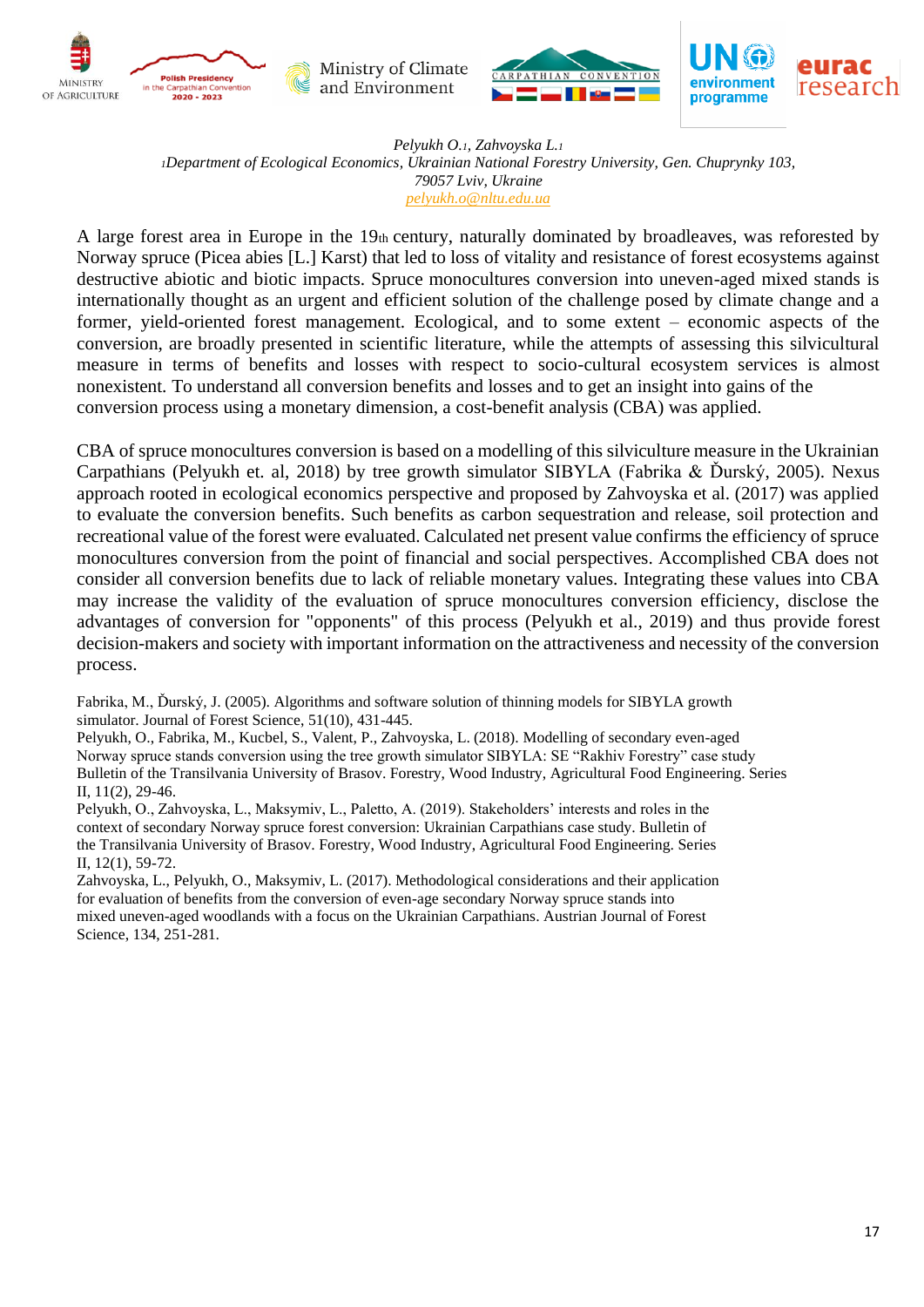*Pelyukh O.[1], Zahvoyska L.[1]*
*[1]Department of Ecological Economics, Ukrainian National Forestry University, Gen. Chuprynky 103, 79057 Lviv, Ukraine*
pelyukh.o@nltu.edu.ua

A large forest area in Europe in the 19th century, naturally dominated by broadleaves, was reforested by Norway spruce (Picea abies [L.] Karst) that led to loss of vitality and resistance of forest ecosystems against destructive abiotic and biotic impacts. Spruce monocultures conversion into uneven-aged mixed stands is internationally thought as an urgent and efficient solution of the challenge posed by climate change and a former, yield-oriented forest management. Ecological, and to some extent – economic aspects of the conversion, are broadly presented in scientific literature, while the attempts of assessing this silvicultural measure in terms of benefits and losses with respect to socio-cultural ecosystem services is almost nonexistent. To understand all conversion benefits and losses and to get an insight into gains of the conversion process using a monetary dimension, a cost-benefit analysis (CBA) was applied.

CBA of spruce monocultures conversion is based on a modelling of this silviculture measure in the Ukrainian Carpathians (Pelyukh et. al, 2018) by tree growth simulator SIBYLA (Fabrika & Ďurský, 2005). Nexus approach rooted in ecological economics perspective and proposed by Zahvoyska et al. (2017) was applied to evaluate the conversion benefits. Such benefits as carbon sequestration and release, soil protection and recreational value of the forest were evaluated. Calculated net present value confirms the efficiency of spruce monocultures conversion from the point of financial and social perspectives. Accomplished CBA does not consider all conversion benefits due to lack of reliable monetary values. Integrating these values into CBA may increase the validity of the evaluation of spruce monocultures conversion efficiency, disclose the advantages of conversion for "opponents" of this process (Pelyukh et al., 2019) and thus provide forest decision-makers and society with important information on the attractiveness and necessity of the conversion process.

Fabrika, M., Ďurský, J. (2005). Algorithms and software solution of thinning models for SIBYLA growth simulator. Journal of Forest Science, 51(10), 431-445.
Pelyukh, O., Fabrika, M., Kucbel, S., Valent, P., Zahvoyska, L. (2018). Modelling of secondary even-aged Norway spruce stands conversion using the tree growth simulator SIBYLA: SE "Rakhiv Forestry" case study Bulletin of the Transilvania University of Brasov. Forestry, Wood Industry, Agricultural Food Engineering. Series II, 11(2), 29-46.
Pelyukh, O., Zahvoyska, L., Maksymiv, L., Paletto, A. (2019). Stakeholders' interests and roles in the context of secondary Norway spruce forest conversion: Ukrainian Carpathians case study. Bulletin of the Transilvania University of Brasov. Forestry, Wood Industry, Agricultural Food Engineering. Series II, 12(1), 59-72.
Zahvoyska, L., Pelyukh, O., Maksymiv, L. (2017). Methodological considerations and their application for evaluation of benefits from the conversion of even-age secondary Norway spruce stands into mixed uneven-aged woodlands with a focus on the Ukrainian Carpathians. Austrian Journal of Forest Science, 134, 251-281.